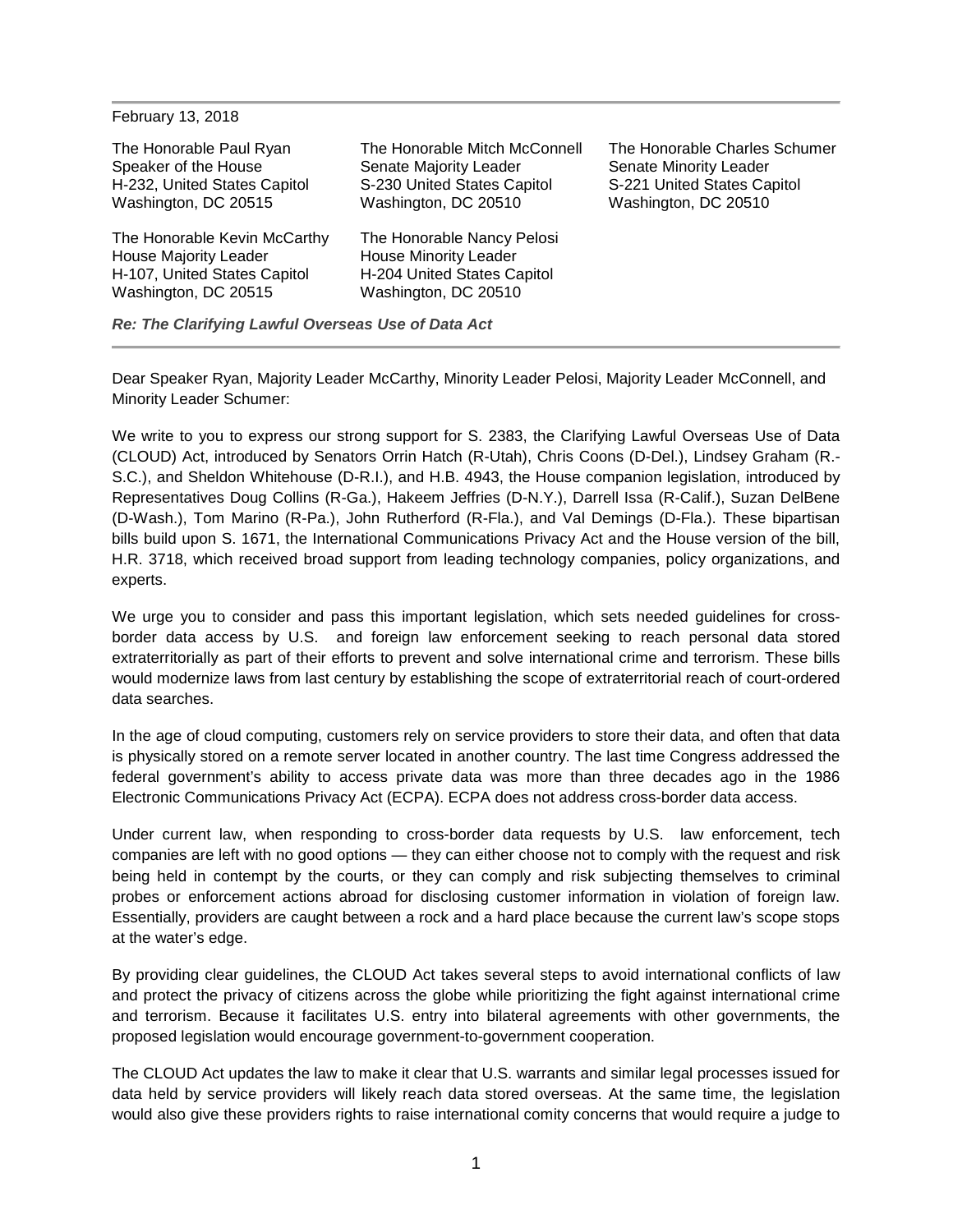February 13, 2018

The Honorable Paul Ryan
Speaker of the House
H-232, United States Capitol
Washington, DC 20515

The Honorable Kevin McCarthy
House Majority Leader
H-107, United States Capitol
Washington, DC 20515

The Honorable Mitch McConnell
Senate Majority Leader
S-230 United States Capitol
Washington, DC 20510

The Honorable Nancy Pelosi
House Minority Leader
H-204 United States Capitol
Washington, DC 20510

The Honorable Charles Schumer
Senate Minority Leader
S-221 United States Capitol
Washington, DC 20510

***Re: The Clarifying Lawful Overseas Use of Data Act***

Dear Speaker Ryan, Majority Leader McCarthy, Minority Leader Pelosi, Majority Leader McConnell, and Minority Leader Schumer:

We write to you to express our strong support for S. 2383, the Clarifying Lawful Overseas Use of Data (CLOUD) Act, introduced by Senators Orrin Hatch (R-Utah), Chris Coons (D-Del.), Lindsey Graham (R.-S.C.), and Sheldon Whitehouse (D-R.I.), and H.B. 4943, the House companion legislation, introduced by Representatives Doug Collins (R-Ga.), Hakeem Jeffries (D-N.Y.), Darrell Issa (R-Calif.), Suzan DelBene (D-Wash.), Tom Marino (R-Pa.), John Rutherford (R-Fla.), and Val Demings (D-Fla.). These bipartisan bills build upon S. 1671, the International Communications Privacy Act and the House version of the bill, H.R. 3718, which received broad support from leading technology companies, policy organizations, and experts.

We urge you to consider and pass this important legislation, which sets needed guidelines for cross-border data access by U.S. and foreign law enforcement seeking to reach personal data stored extraterritorially as part of their efforts to prevent and solve international crime and terrorism. These bills would modernize laws from last century by establishing the scope of extraterritorial reach of court-ordered data searches.

In the age of cloud computing, customers rely on service providers to store their data, and often that data is physically stored on a remote server located in another country. The last time Congress addressed the federal government's ability to access private data was more than three decades ago in the 1986 Electronic Communications Privacy Act (ECPA). ECPA does not address cross-border data access.

Under current law, when responding to cross-border data requests by U.S. law enforcement, tech companies are left with no good options — they can either choose not to comply with the request and risk being held in contempt by the courts, or they can comply and risk subjecting themselves to criminal probes or enforcement actions abroad for disclosing customer information in violation of foreign law. Essentially, providers are caught between a rock and a hard place because the current law's scope stops at the water's edge.

By providing clear guidelines, the CLOUD Act takes several steps to avoid international conflicts of law and protect the privacy of citizens across the globe while prioritizing the fight against international crime and terrorism. Because it facilitates U.S. entry into bilateral agreements with other governments, the proposed legislation would encourage government-to-government cooperation.

The CLOUD Act updates the law to make it clear that U.S. warrants and similar legal processes issued for data held by service providers will likely reach data stored overseas. At the same time, the legislation would also give these providers rights to raise international comity concerns that would require a judge to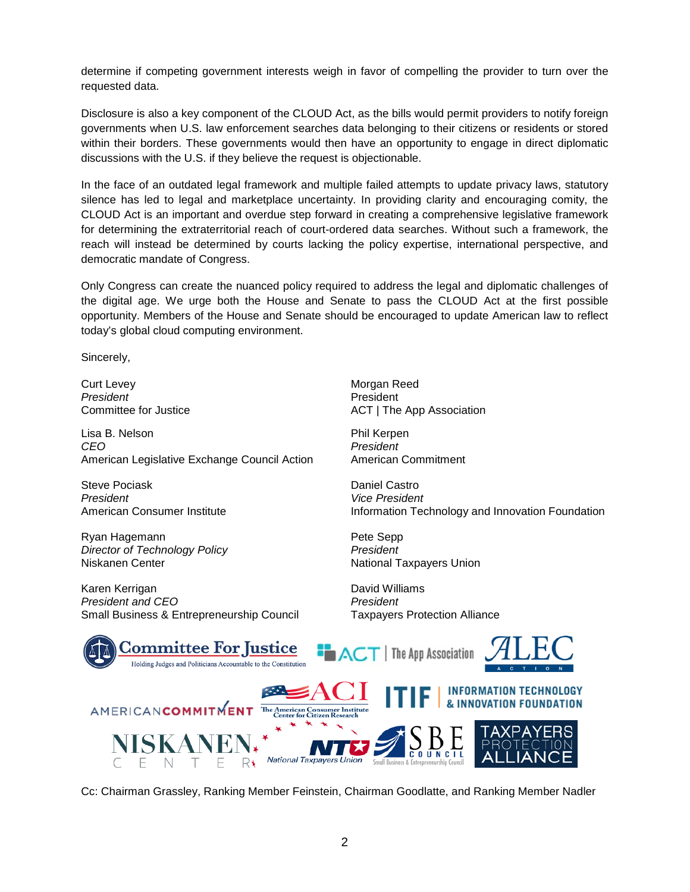determine if competing government interests weigh in favor of compelling the provider to turn over the requested data.

Disclosure is also a key component of the CLOUD Act, as the bills would permit providers to notify foreign governments when U.S. law enforcement searches data belonging to their citizens or residents or stored within their borders. These governments would then have an opportunity to engage in direct diplomatic discussions with the U.S. if they believe the request is objectionable.

In the face of an outdated legal framework and multiple failed attempts to update privacy laws, statutory silence has led to legal and marketplace uncertainty. In providing clarity and encouraging comity, the CLOUD Act is an important and overdue step forward in creating a comprehensive legislative framework for determining the extraterritorial reach of court-ordered data searches. Without such a framework, the reach will instead be determined by courts lacking the policy expertise, international perspective, and democratic mandate of Congress.

Only Congress can create the nuanced policy required to address the legal and diplomatic challenges of the digital age. We urge both the House and Senate to pass the CLOUD Act at the first possible opportunity. Members of the House and Senate should be encouraged to update American law to reflect today's global cloud computing environment.

Sincerely,

Curt Levey
*President*
Committee for Justice

Lisa B. Nelson
*CEO*
American Legislative Exchange Council Action

Steve Pociask
*President*
American Consumer Institute

Ryan Hagemann
*Director of Technology Policy*
Niskanen Center

Karen Kerrigan
*President and CEO*
Small Business & Entrepreneurship Council

Morgan Reed
President
ACT | The App Association

Phil Kerpen
*President*
American Commitment

Daniel Castro
*Vice President*
Information Technology and Innovation Foundation

Pete Sepp
*President*
National Taxpayers Union

David Williams
*President*
Taxpayers Protection Alliance

Cc: Chairman Grassley, Ranking Member Feinstein, Chairman Goodlatte, and Ranking Member Nadler